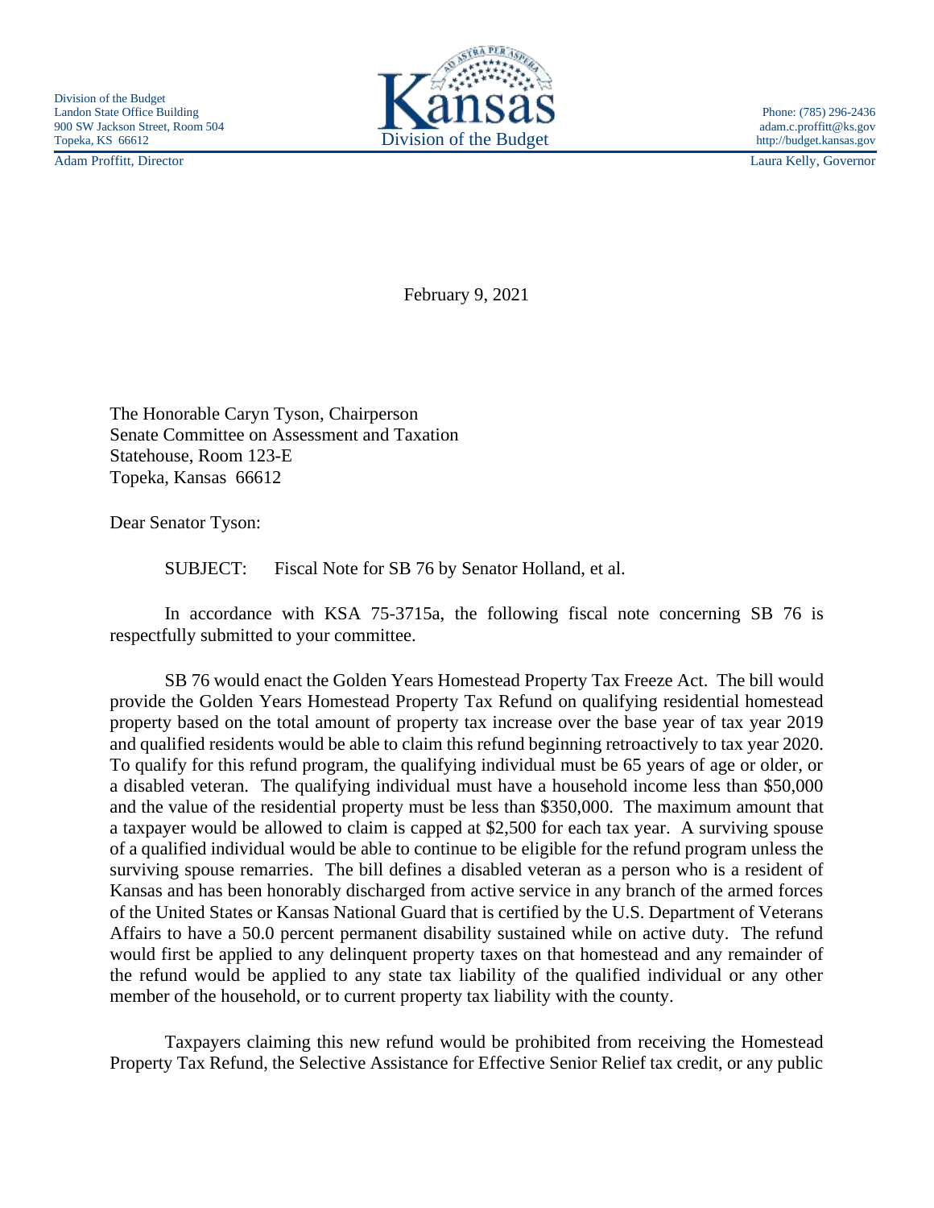Division of the Budget
Landon State Office Building
900 SW Jackson Street, Room 504
Topeka, KS 66612

Kansas
Division of the Budget

Phone: (785) 296-2436
adam.c.proffitt@ks.gov
http://budget.kansas.gov

Adam Proffitt, Director

Laura Kelly, Governor

February 9, 2021

The Honorable Caryn Tyson, Chairperson
Senate Committee on Assessment and Taxation
Statehouse, Room 123-E
Topeka, Kansas 66612

Dear Senator Tyson:

SUBJECT: Fiscal Note for SB 76 by Senator Holland, et al.

In accordance with KSA 75-3715a, the following fiscal note concerning SB 76 is respectfully submitted to your committee.

SB 76 would enact the Golden Years Homestead Property Tax Freeze Act. The bill would provide the Golden Years Homestead Property Tax Refund on qualifying residential homestead property based on the total amount of property tax increase over the base year of tax year 2019 and qualified residents would be able to claim this refund beginning retroactively to tax year 2020. To qualify for this refund program, the qualifying individual must be 65 years of age or older, or a disabled veteran. The qualifying individual must have a household income less than $50,000 and the value of the residential property must be less than $350,000. The maximum amount that a taxpayer would be allowed to claim is capped at $2,500 for each tax year. A surviving spouse of a qualified individual would be able to continue to be eligible for the refund program unless the surviving spouse remarries. The bill defines a disabled veteran as a person who is a resident of Kansas and has been honorably discharged from active service in any branch of the armed forces of the United States or Kansas National Guard that is certified by the U.S. Department of Veterans Affairs to have a 50.0 percent permanent disability sustained while on active duty. The refund would first be applied to any delinquent property taxes on that homestead and any remainder of the refund would be applied to any state tax liability of the qualified individual or any other member of the household, or to current property tax liability with the county.

Taxpayers claiming this new refund would be prohibited from receiving the Homestead Property Tax Refund, the Selective Assistance for Effective Senior Relief tax credit, or any public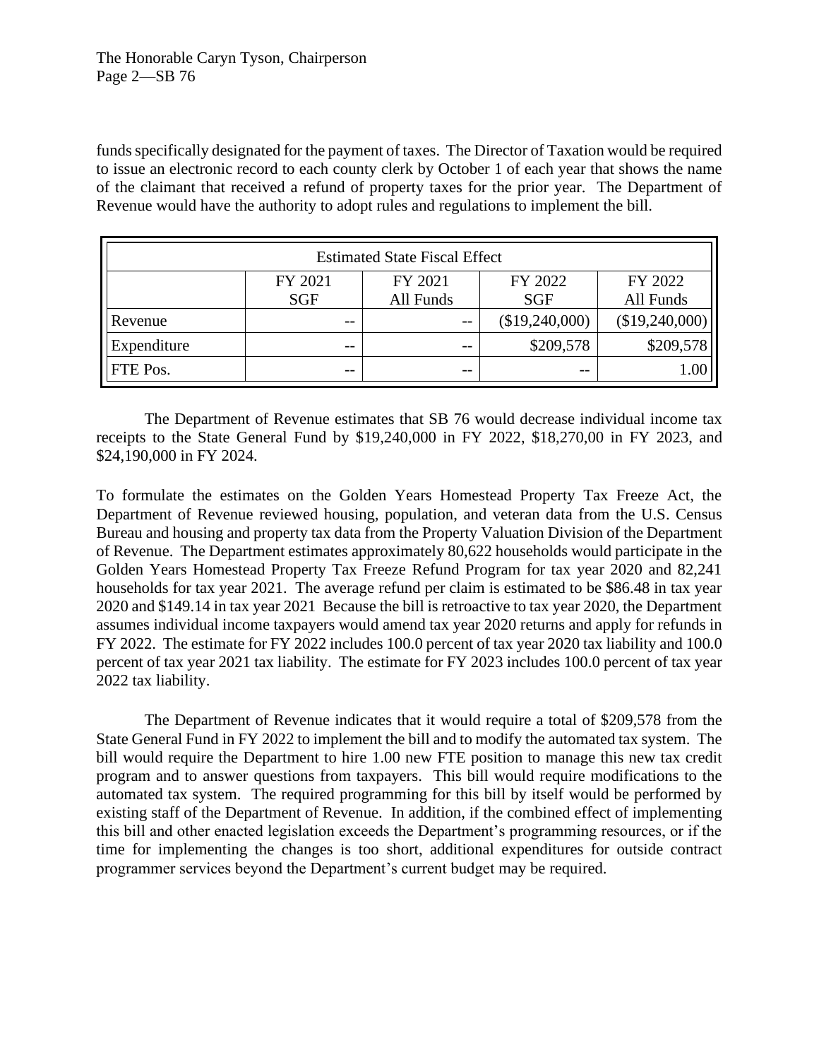funds specifically designated for the payment of taxes. The Director of Taxation would be required to issue an electronic record to each county clerk by October 1 of each year that shows the name of the claimant that received a refund of property taxes for the prior year. The Department of Revenue would have the authority to adopt rules and regulations to implement the bill.

| Estimated State Fiscal Effect | | | | |
|---|---|---|---|---|
| | FY 2021 SGF | FY 2021 All Funds | FY 2022 SGF | FY 2022 All Funds |
| Revenue | -- | -- | ($19,240,000) | ($19,240,000) |
| Expenditure | -- | -- | $209,578 | $209,578 |
| FTE Pos. | -- | -- | -- | 1.00 |

The Department of Revenue estimates that SB 76 would decrease individual income tax receipts to the State General Fund by $19,240,000 in FY 2022, $18,270,00 in FY 2023, and $24,190,000 in FY 2024.

To formulate the estimates on the Golden Years Homestead Property Tax Freeze Act, the Department of Revenue reviewed housing, population, and veteran data from the U.S. Census Bureau and housing and property tax data from the Property Valuation Division of the Department of Revenue. The Department estimates approximately 80,622 households would participate in the Golden Years Homestead Property Tax Freeze Refund Program for tax year 2020 and 82,241 households for tax year 2021. The average refund per claim is estimated to be $86.48 in tax year 2020 and $149.14 in tax year 2021 Because the bill is retroactive to tax year 2020, the Department assumes individual income taxpayers would amend tax year 2020 returns and apply for refunds in FY 2022. The estimate for FY 2022 includes 100.0 percent of tax year 2020 tax liability and 100.0 percent of tax year 2021 tax liability. The estimate for FY 2023 includes 100.0 percent of tax year 2022 tax liability.

The Department of Revenue indicates that it would require a total of $209,578 from the State General Fund in FY 2022 to implement the bill and to modify the automated tax system. The bill would require the Department to hire 1.00 new FTE position to manage this new tax credit program and to answer questions from taxpayers. This bill would require modifications to the automated tax system. The required programming for this bill by itself would be performed by existing staff of the Department of Revenue. In addition, if the combined effect of implementing this bill and other enacted legislation exceeds the Department's programming resources, or if the time for implementing the changes is too short, additional expenditures for outside contract programmer services beyond the Department's current budget may be required.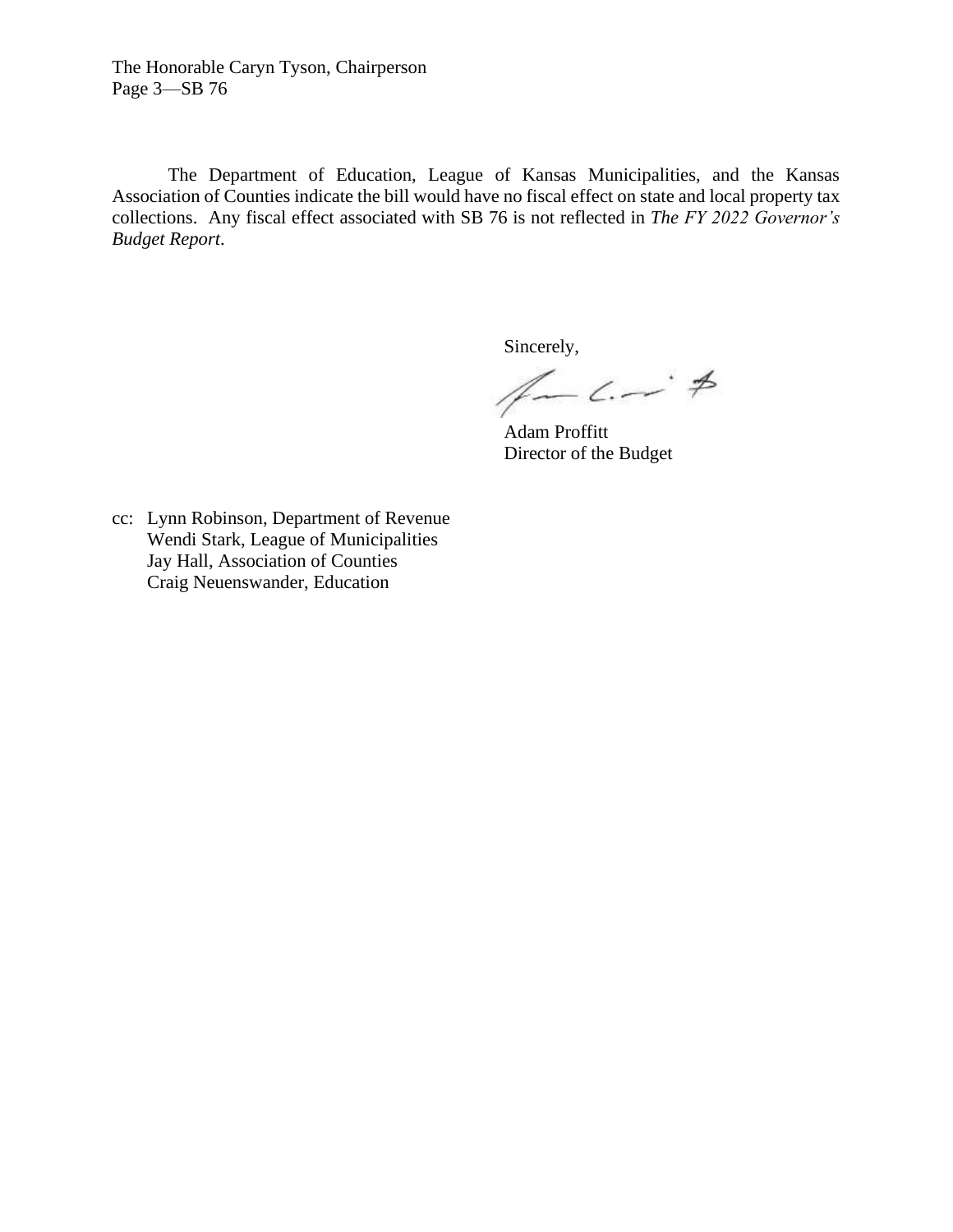The Department of Education, League of Kansas Municipalities, and the Kansas Association of Counties indicate the bill would have no fiscal effect on state and local property tax collections. Any fiscal effect associated with SB 76 is not reflected in *The FY 2022 Governor's Budget Report*.

Sincerely,

Adam Proffitt
Director of the Budget

cc: Lynn Robinson, Department of Revenue
Wendi Stark, League of Municipalities
Jay Hall, Association of Counties
Craig Neuenswander, Education